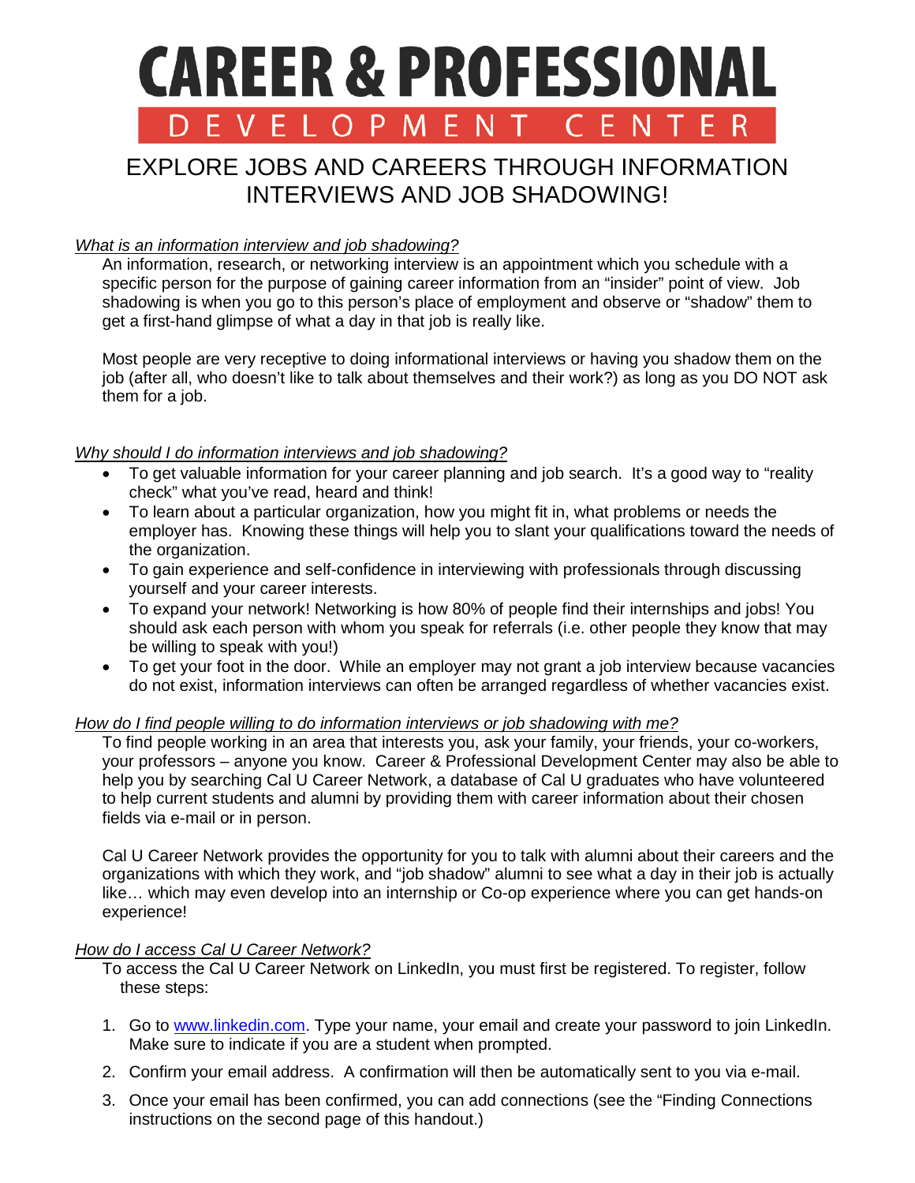# CAREER & PROFESSIONAL

## DEVELOPMENT CENTER

## EXPLORE JOBS AND CAREERS THROUGH INFORMATION INTERVIEWS AND JOB SHADOWING!

*What is an information interview and job shadowing?*

An information, research, or networking interview is an appointment which you schedule with a specific person for the purpose of gaining career information from an "insider" point of view. Job shadowing is when you go to this person's place of employment and observe or "shadow" them to get a first-hand glimpse of what a day in that job is really like.

Most people are very receptive to doing informational interviews or having you shadow them on the job (after all, who doesn't like to talk about themselves and their work?) as long as you DO NOT ask them for a job.

*Why should I do information interviews and job shadowing?*

- To get valuable information for your career planning and job search. It's a good way to "reality check" what you've read, heard and think!
- To learn about a particular organization, how you might fit in, what problems or needs the employer has. Knowing these things will help you to slant your qualifications toward the needs of the organization.
- To gain experience and self-confidence in interviewing with professionals through discussing yourself and your career interests.
- To expand your network! Networking is how 80% of people find their internships and jobs! You should ask each person with whom you speak for referrals (i.e. other people they know that may be willing to speak with you!)
- To get your foot in the door. While an employer may not grant a job interview because vacancies do not exist, information interviews can often be arranged regardless of whether vacancies exist.

*How do I find people willing to do information interviews or job shadowing with me?*

To find people working in an area that interests you, ask your family, your friends, your co-workers, your professors – anyone you know. Career & Professional Development Center may also be able to help you by searching Cal U Career Network, a database of Cal U graduates who have volunteered to help current students and alumni by providing them with career information about their chosen fields via e-mail or in person.

Cal U Career Network provides the opportunity for you to talk with alumni about their careers and the organizations with which they work, and "job shadow" alumni to see what a day in their job is actually like… which may even develop into an internship or Co-op experience where you can get hands-on experience!

*How do I access Cal U Career Network?*

To access the Cal U Career Network on LinkedIn, you must first be registered. To register, follow these steps:

1. Go to www.linkedin.com. Type your name, your email and create your password to join LinkedIn. Make sure to indicate if you are a student when prompted.
2. Confirm your email address. A confirmation will then be automatically sent to you via e-mail.
3. Once your email has been confirmed, you can add connections (see the "Finding Connections instructions on the second page of this handout.)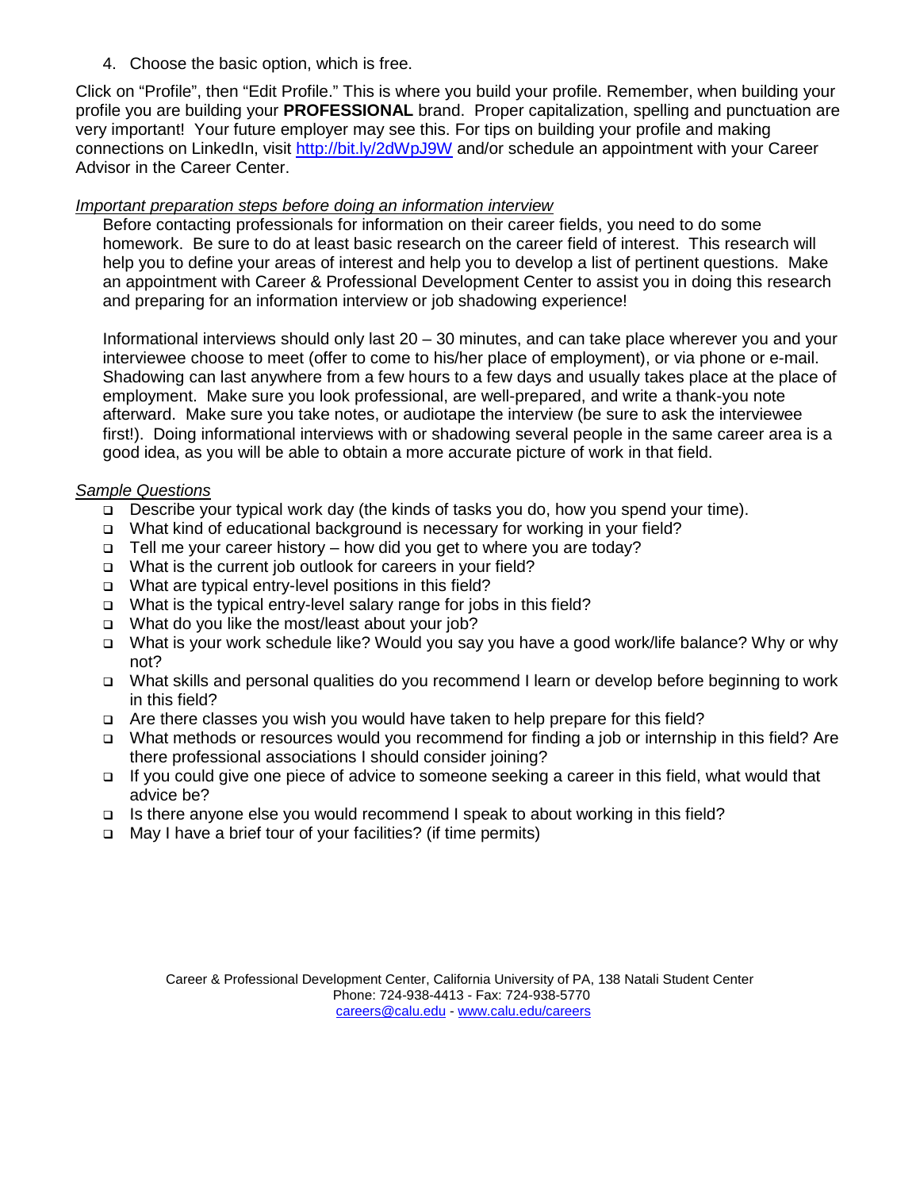4. Choose the basic option, which is free.

Click on "Profile", then "Edit Profile." This is where you build your profile. Remember, when building your profile you are building your **PROFESSIONAL** brand. Proper capitalization, spelling and punctuation are very important! Your future employer may see this. For tips on building your profile and making connections on LinkedIn, visit [http://bit.ly/2dWpJ9W](http://bit.ly/2dWpJ9W) and/or schedule an appointment with your Career Advisor in the Career Center.

*Important preparation steps before doing an information interview*

Before contacting professionals for information on their career fields, you need to do some homework. Be sure to do at least basic research on the career field of interest. This research will help you to define your areas of interest and help you to develop a list of pertinent questions. Make an appointment with Career & Professional Development Center to assist you in doing this research and preparing for an information interview or job shadowing experience!

Informational interviews should only last 20 – 30 minutes, and can take place wherever you and your interviewee choose to meet (offer to come to his/her place of employment), or via phone or e-mail. Shadowing can last anywhere from a few hours to a few days and usually takes place at the place of employment. Make sure you look professional, are well-prepared, and write a thank-you note afterward. Make sure you take notes, or audiotape the interview (be sure to ask the interviewee first!). Doing informational interviews with or shadowing several people in the same career area is a good idea, as you will be able to obtain a more accurate picture of work in that field.

*Sample Questions*

- Describe your typical work day (the kinds of tasks you do, how you spend your time).
- What kind of educational background is necessary for working in your field?
- Tell me your career history – how did you get to where you are today?
- What is the current job outlook for careers in your field?
- What are typical entry-level positions in this field?
- What is the typical entry-level salary range for jobs in this field?
- What do you like the most/least about your job?
- What is your work schedule like? Would you say you have a good work/life balance? Why or why not?
- What skills and personal qualities do you recommend I learn or develop before beginning to work in this field?
- Are there classes you wish you would have taken to help prepare for this field?
- What methods or resources would you recommend for finding a job or internship in this field? Are there professional associations I should consider joining?
- If you could give one piece of advice to someone seeking a career in this field, what would that advice be?
- Is there anyone else you would recommend I speak to about working in this field?
- May I have a brief tour of your facilities? (if time permits)

Career & Professional Development Center, California University of PA, 138 Natali Student Center
Phone: 724-938-4413 - Fax: 724-938-5770
[careers@calu.edu](mailto:careers@calu.edu) - [www.calu.edu/careers](http://www.calu.edu/careers)